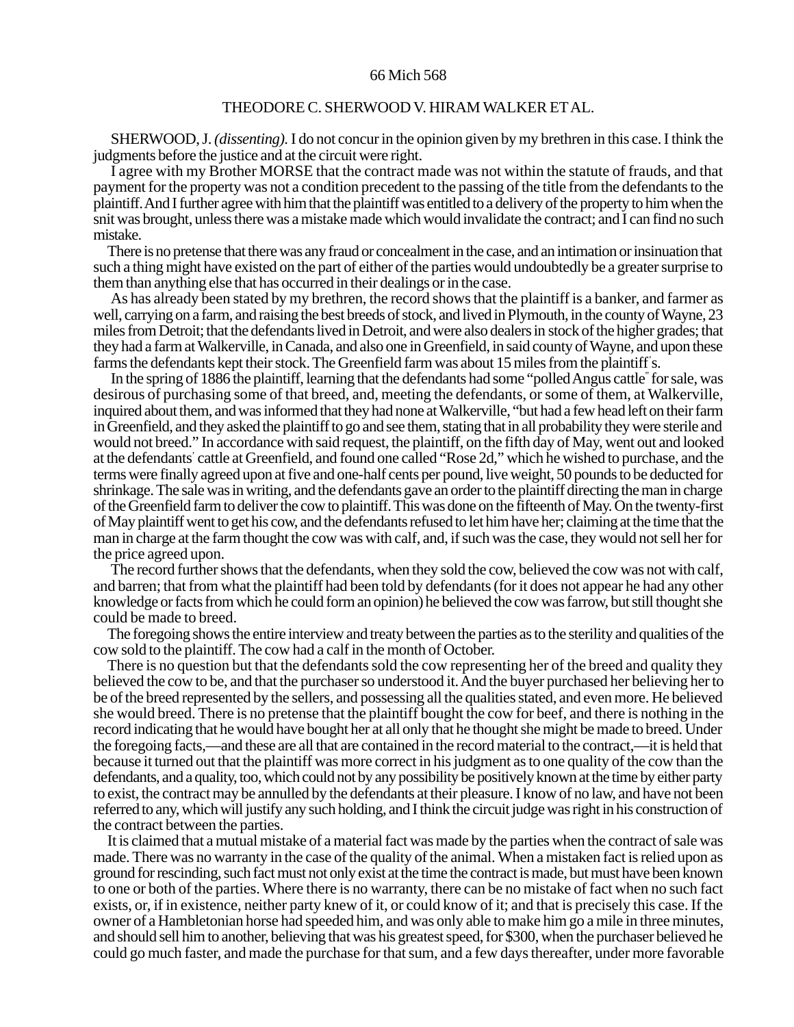66 Mich 568

THEODORE C. SHERWOOD V. HIRAM WALKER ET AL.

SHERWOOD, J. *(dissenting).* I do not concur in the opinion given by my brethren in this case. I think the judgments before the justice and at the circuit were right.

I agree with my Brother MORSE that the contract made was not within the statute of frauds, and that payment for the property was not a condition precedent to the passing of the title from the defendants to the plaintiff. And I further agree with him that the plaintiff was entitled to a delivery of the property to him when the snit was brought, unless there was a mistake made which would invalidate the contract; and I can find no such mistake.

There is no pretense that there was any fraud or concealment in the case, and an intimation or insinuation that such a thing might have existed on the part of either of the parties would undoubtedly be a greater surprise to them than anything else that has occurred in their dealings or in the case.

As has already been stated by my brethren, the record shows that the plaintiff is a banker, and farmer as well, carrying on a farm, and raising the best breeds of stock, and lived in Plymouth, in the county of Wayne, 23 miles from Detroit; that the defendants lived in Detroit, and were also dealers in stock of the higher grades; that they had a farm at Walkerville, in Canada, and also one in Greenfield, in said county of Wayne, and upon these farms the defendants kept their stock. The Greenfield farm was about 15 miles from the plaintiff's.

In the spring of 1886 the plaintiff, learning that the defendants had some "polled Angus cattle" for sale, was desirous of purchasing some of that breed, and, meeting the defendants, or some of them, at Walkerville, inquired about them, and was informed that they had none at Walkerville, "but had a few head left on their farm in Greenfield, and they asked the plaintiff to go and see them, stating that in all probability they were sterile and would not breed." In accordance with said request, the plaintiff, on the fifth day of May, went out and looked at the defendants' cattle at Greenfield, and found one called "Rose 2d," which he wished to purchase, and the terms were finally agreed upon at five and one-half cents per pound, live weight, 50 pounds to be deducted for shrinkage. The sale was in writing, and the defendants gave an order to the plaintiff directing the man in charge of the Greenfield farm to deliver the cow to plaintiff. This was done on the fifteenth of May. On the twenty-first of May plaintiff went to get his cow, and the defendants refused to let him have her; claiming at the time that the man in charge at the farm thought the cow was with calf, and, if such was the case, they would not sell her for the price agreed upon.

The record further shows that the defendants, when they sold the cow, believed the cow was not with calf, and barren; that from what the plaintiff had been told by defendants (for it does not appear he had any other knowledge or facts from which he could form an opinion) he believed the cow was farrow, but still thought she could be made to breed.

The foregoing shows the entire interview and treaty between the parties as to the sterility and qualities of the cow sold to the plaintiff. The cow had a calf in the month of October.

There is no question but that the defendants sold the cow representing her of the breed and quality they believed the cow to be, and that the purchaser so understood it. And the buyer purchased her believing her to be of the breed represented by the sellers, and possessing all the qualities stated, and even more. He believed she would breed. There is no pretense that the plaintiff bought the cow for beef, and there is nothing in the record indicating that he would have bought her at all only that he thought she might be made to breed. Under the foregoing facts,—and these are all that are contained in the record material to the contract,—it is held that because it turned out that the plaintiff was more correct in his judgment as to one quality of the cow than the defendants, and a quality, too, which could not by any possibility be positively known at the time by either party to exist, the contract may be annulled by the defendants at their pleasure. I know of no law, and have not been referred to any, which will justify any such holding, and I think the circuit judge was right in his construction of the contract between the parties.

It is claimed that a mutual mistake of a material fact was made by the parties when the contract of sale was made. There was no warranty in the case of the quality of the animal. When a mistaken fact is relied upon as ground for rescinding, such fact must not only exist at the time the contract is made, but must have been known to one or both of the parties. Where there is no warranty, there can be no mistake of fact when no such fact exists, or, if in existence, neither party knew of it, or could know of it; and that is precisely this case. If the owner of a Hambletonian horse had speeded him, and was only able to make him go a mile in three minutes, and should sell him to another, believing that was his greatest speed, for $300, when the purchaser believed he could go much faster, and made the purchase for that sum, and a few days thereafter, under more favorable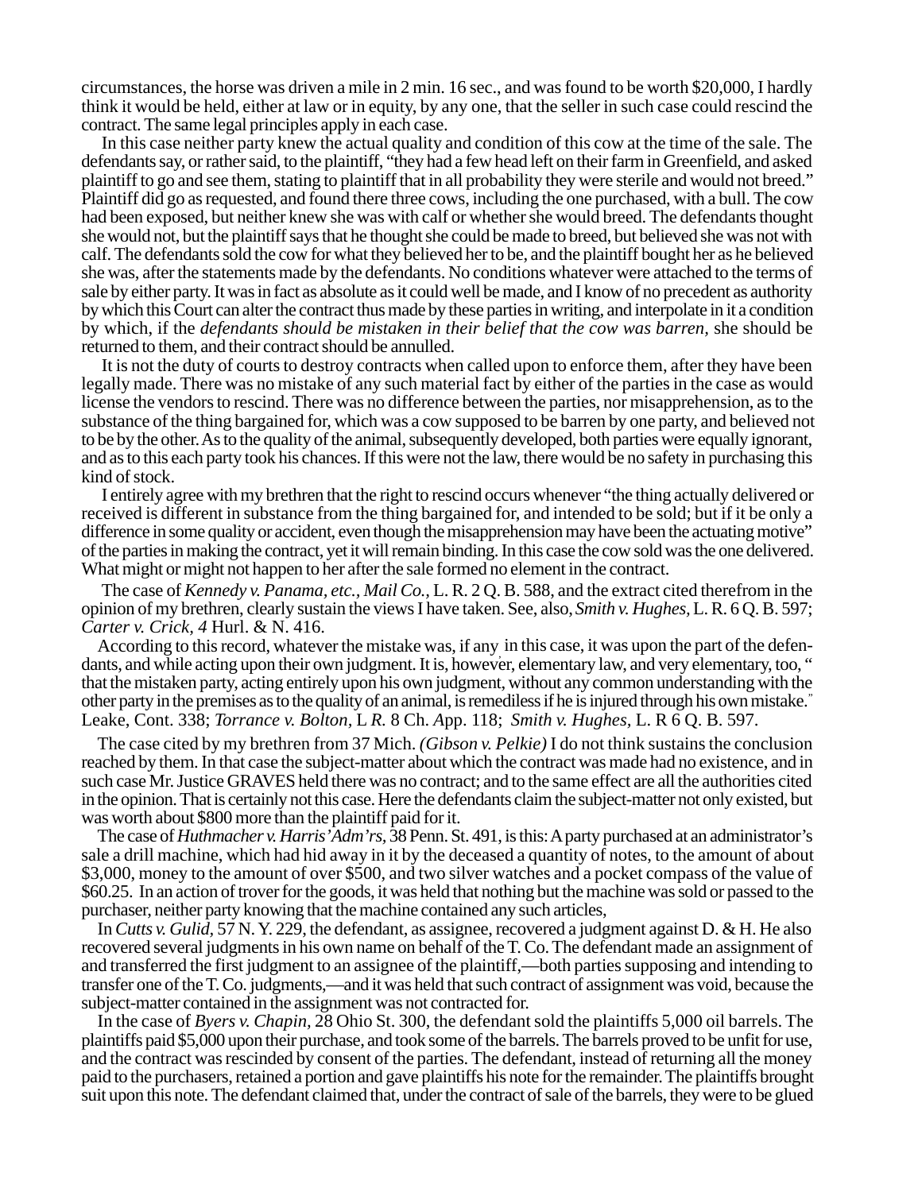circumstances, the horse was driven a mile in 2 min. 16 sec., and was found to be worth $20,000, I hardly think it would be held, either at law or in equity, by any one, that the seller in such case could rescind the contract. The same legal principles apply in each case.

In this case neither party knew the actual quality and condition of this cow at the time of the sale. The defendants say, or rather said, to the plaintiff, "they had a few head left on their farm in Greenfield, and asked plaintiff to go and see them, stating to plaintiff that in all probability they were sterile and would not breed." Plaintiff did go as requested, and found there three cows, including the one purchased, with a bull. The cow had been exposed, but neither knew she was with calf or whether she would breed. The defendants thought she would not, but the plaintiff says that he thought she could be made to breed, but believed she was not with calf. The defendants sold the cow for what they believed her to be, and the plaintiff bought her as he believed she was, after the statements made by the defendants. No conditions whatever were attached to the terms of sale by either party. It was in fact as absolute as it could well be made, and I know of no precedent as authority by which this Court can alter the contract thus made by these parties in writing, and interpolate in it a condition by which, if the *defendants should be mistaken in their belief that the cow was barren,* she should be returned to them, and their contract should be annulled.

It is not the duty of courts to destroy contracts when called upon to enforce them, after they have been legally made. There was no mistake of any such material fact by either of the parties in the case as would license the vendors to rescind. There was no difference between the parties, nor misapprehension, as to the substance of the thing bargained for, which was a cow supposed to be barren by one party, and believed not to be by the other. As to the quality of the animal, subsequently developed, both parties were equally ignorant, and as to this each party took his chances. If this were not the law, there would be no safety in purchasing this kind of stock.

I entirely agree with my brethren that the right to rescind occurs whenever "the thing actually delivered or received is different in substance from the thing bargained for, and intended to be sold; but if it be only a difference in some quality or accident, even though the misapprehension may have been the actuating motive" of the parties in making the contract, yet it will remain binding. In this case the cow sold was the one delivered. What might or might not happen to her after the sale formed no element in the contract.

The case of *Kennedy v. Panama, etc., Mail Co.,* L. R. 2 Q. B. 588, and the extract cited therefrom in the opinion of my brethren, clearly sustain the views I have taken. See, also, *Smith v. Hughes,* L. R. 6 Q. B. 597; *Carter v. Crick, 4* Hurl. & N. 416.

According to this record, whatever the mistake was, if any in this case, it was upon the part of the defendants, and while acting upon their own judgment. It is, however, elementary law, and very elementary, too, " that the mistaken party, acting entirely upon his own judgment, without any common understanding with the other party in the premises as to the quality of an animal, is remediless if he is injured through his own mistake." Leake, Cont. 338; *Torrance v. Bolton,* L *R.* 8 Ch. App. 118; *Smith v. Hughes,* L. R 6 Q. B. 597.

The case cited by my brethren from 37 Mich. *(Gibson v. Pelkie)* I do not think sustains the conclusion reached by them. In that case the subject-matter about which the contract was made had no existence, and in such case Mr. Justice GRAVES held there was no contract; and to the same effect are all the authorities cited in the opinion. That is certainly not this case. Here the defendants claim the subject-matter not only existed, but was worth about $800 more than the plaintiff paid for it.

The case of *Huthmacher v. Harris' Adm'rs,* 38 Penn. St. 491, is this: A party purchased at an administrator's sale a drill machine, which had hid away in it by the deceased a quantity of notes, to the amount of about $3,000, money to the amount of over $500, and two silver watches and a pocket compass of the value of $60.25. In an action of trover for the goods, it was held that nothing but the machine was sold or passed to the purchaser, neither party knowing that the machine contained any such articles,

In *Cutts v. Gulid,* 57 N. Y. 229, the defendant, as assignee, recovered a judgment against D. & H. He also recovered several judgments in his own name on behalf of the T. Co. The defendant made an assignment of and transferred the first judgment to an assignee of the plaintiff,—both parties supposing and intending to transfer one of the T. Co. judgments,—and it was held that such contract of assignment was void, because the subject-matter contained in the assignment was not contracted for.

In the case of *Byers v. Chapin,* 28 Ohio St. 300, the defendant sold the plaintiffs 5,000 oil barrels. The plaintiffs paid $5,000 upon their purchase, and took some of the barrels. The barrels proved to be unfit for use, and the contract was rescinded by consent of the parties. The defendant, instead of returning all the money paid to the purchasers, retained a portion and gave plaintiffs his note for the remainder. The plaintiffs brought suit upon this note. The defendant claimed that, under the contract of sale of the barrels, they were to be glued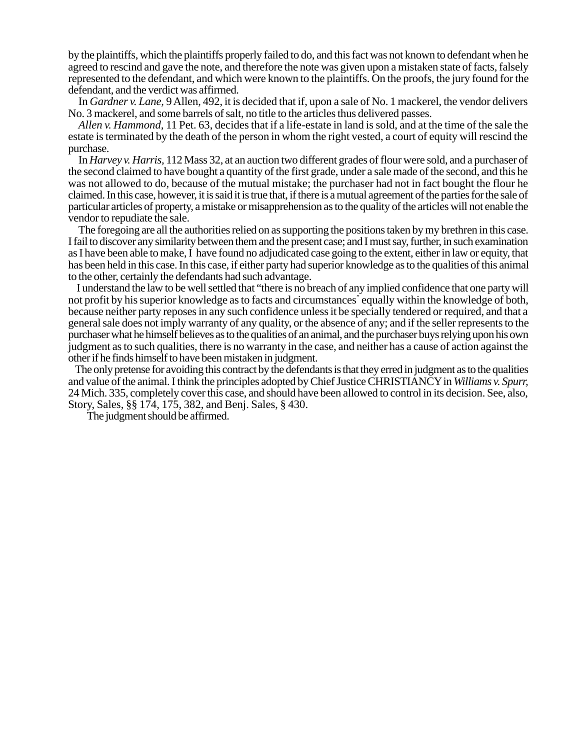by the plaintiffs, which the plaintiffs properly failed to do, and this fact was not known to defendant when he agreed to rescind and gave the note, and therefore the note was given upon a mistaken state of facts, falsely represented to the defendant, and which were known to the plaintiffs. On the proofs, the jury found for the defendant, and the verdict was affirmed.

In *Gardner v. Lane,* 9 Allen, 492, it is decided that if, upon a sale of No. 1 mackerel, the vendor delivers No. 3 mackerel, and some barrels of salt, no title to the articles thus delivered passes.

*Allen v. Hammond,* 11 Pet. 63, decides that if a life-estate in land is sold, and at the time of the sale the estate is terminated by the death of the person in whom the right vested, a court of equity will rescind the purchase.

In *Harvey v. Harris,* 112 Mass 32, at an auction two different grades of flour were sold, and a purchaser of the second claimed to have bought a quantity of the first grade, under a sale made of the second, and this he was not allowed to do, because of the mutual mistake; the purchaser had not in fact bought the flour he claimed. In this case, however, it is said it is true that, if there is a mutual agreement of the parties for the sale of particular articles of property, a mistake or misapprehension as to the quality of the articles will not enable the vendor to repudiate the sale.

The foregoing are all the authorities relied on as supporting the positions taken by my brethren in this case. I fail to discover any similarity between them and the present case; and I must say, further, in such examination as I have been able to make, I have found no adjudicated case going to the extent, either in law or equity, that has been held in this case. In this case, if either party had superior knowledge as to the qualities of this animal to the other, certainly the defendants had such advantage.

I understand the law to be well settled that "there is no breach of any implied confidence that one party will not profit by his superior knowledge as to facts and circumstances" equally within the knowledge of both, because neither party reposes in any such confidence unless it be specially tendered or required, and that a general sale does not imply warranty of any quality, or the absence of any; and if the seller represents to the purchaser what he himself believes as to the qualities of an animal, and the purchaser buys relying upon his own judgment as to such qualities, there is no warranty in the case, and neither has a cause of action against the other if he finds himself to have been mistaken in judgment.

The only pretense for avoiding this contract by the defendants is that they erred in judgment as to the qualities and value of the animal. I think the principles adopted by Chief Justice CHRISTIANCY in *Williams v. Spurr,* 24 Mich. 335, completely cover this case, and should have been allowed to control in its decision. See, also, Story, Sales, §§ 174, 175, 382, and Benj. Sales, § 430.

The judgment should be affirmed.